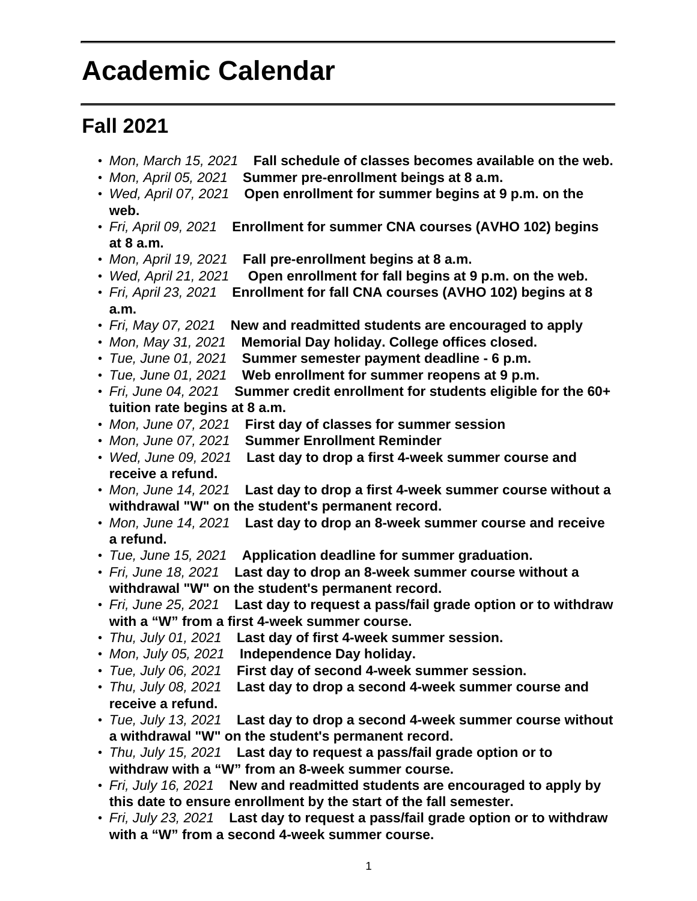# Academic Calendar

## Fall 2021

- *Mon, March 15, 2021* **Fall schedule of classes becomes available on the web.**
- *Mon, April 05, 2021* **Summer pre-enrollment beings at 8 a.m.**
- *Wed, April 07, 2021* **Open enrollment for summer begins at 9 p.m. on the web.**
- *Fri, April 09, 2021* **Enrollment for summer CNA courses (AVHO 102) begins at 8 a.m.**
- *Mon, April 19, 2021* **Fall pre-enrollment begins at 8 a.m.**
- *Wed, April 21, 2021* **Open enrollment for fall begins at 9 p.m. on the web.**
- *Fri, April 23, 2021* **Enrollment for fall CNA courses (AVHO 102) begins at 8 a.m.**
- *Fri, May 07, 2021* **New and readmitted students are encouraged to apply**
- *Mon, May 31, 2021* **Memorial Day holiday. College offices closed.**
- *Tue, June 01, 2021* **Summer semester payment deadline - 6 p.m.**
- *Tue, June 01, 2021* **Web enrollment for summer reopens at 9 p.m.**
- *Fri, June 04, 2021* **Summer credit enrollment for students eligible for the 60+ tuition rate begins at 8 a.m.**
- *Mon, June 07, 2021* **First day of classes for summer session**
- *Mon, June 07, 2021* **Summer Enrollment Reminder**
- *Wed, June 09, 2021* **Last day to drop a first 4-week summer course and receive a refund.**
- *Mon, June 14, 2021* **Last day to drop a first 4-week summer course without a withdrawal "W" on the student's permanent record.**
- *Mon, June 14, 2021* **Last day to drop an 8-week summer course and receive a refund.**
- *Tue, June 15, 2021* **Application deadline for summer graduation.**
- *Fri, June 18, 2021* **Last day to drop an 8-week summer course without a withdrawal "W" on the student's permanent record.**
- *Fri, June 25, 2021* **Last day to request a pass/fail grade option or to withdraw with a “W” from a first 4-week summer course.**
- *Thu, July 01, 2021* **Last day of first 4-week summer session.**
- *Mon, July 05, 2021* **Independence Day holiday.**
- *Tue, July 06, 2021* **First day of second 4-week summer session.**
- *Thu, July 08, 2021* **Last day to drop a second 4-week summer course and receive a refund.**
- *Tue, July 13, 2021* **Last day to drop a second 4-week summer course without a withdrawal "W" on the student's permanent record.**
- *Thu, July 15, 2021* **Last day to request a pass/fail grade option or to withdraw with a “W” from an 8-week summer course.**
- *Fri, July 16, 2021* **New and readmitted students are encouraged to apply by this date to ensure enrollment by the start of the fall semester.**
- *Fri, July 23, 2021* **Last day to request a pass/fail grade option or to withdraw with a “W” from a second 4-week summer course.**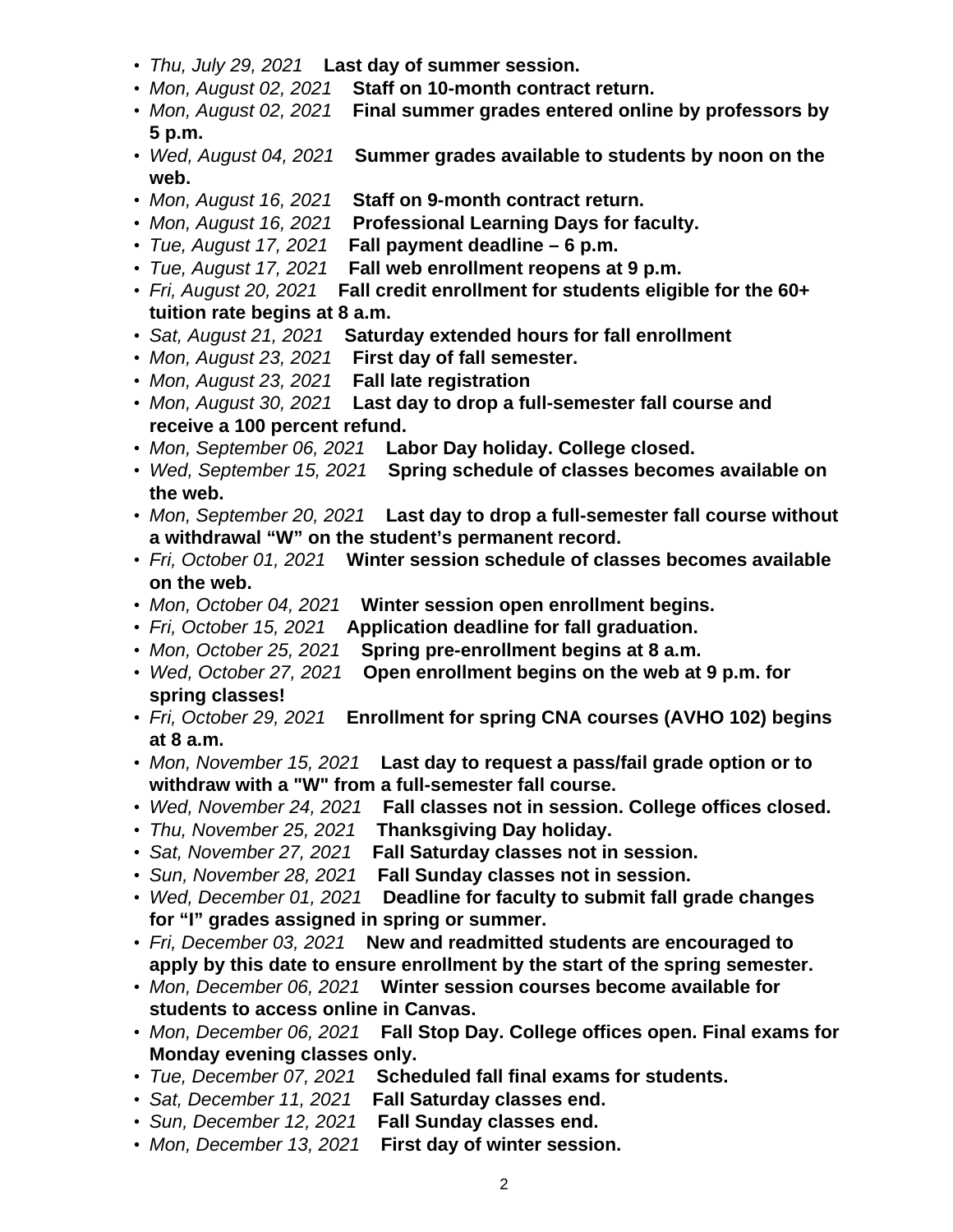- *Thu, July 29, 2021* **Last day of summer session.**
- *Mon, August 02, 2021* **Staff on 10-month contract return.**
- *Mon, August 02, 2021* **Final summer grades entered online by professors by 5 p.m.**
- *Wed, August 04, 2021* **Summer grades available to students by noon on the web.**
- *Mon, August 16, 2021* **Staff on 9-month contract return.**
- *Mon, August 16, 2021* **Professional Learning Days for faculty.**
- *Tue, August 17, 2021* **Fall payment deadline – 6 p.m.**
- *Tue, August 17, 2021* **Fall web enrollment reopens at 9 p.m.**
- *Fri, August 20, 2021* **Fall credit enrollment for students eligible for the 60+ tuition rate begins at 8 a.m.**
- *Sat, August 21, 2021* **Saturday extended hours for fall enrollment**
- *Mon, August 23, 2021* **First day of fall semester.**
- *Mon, August 23, 2021* **Fall late registration**
- *Mon, August 30, 2021* **Last day to drop a full-semester fall course and receive a 100 percent refund.**
- *Mon, September 06, 2021* **Labor Day holiday. College closed.**
- *Wed, September 15, 2021* **Spring schedule of classes becomes available on the web.**
- *Mon, September 20, 2021* **Last day to drop a full-semester fall course without a withdrawal "W" on the student's permanent record.**
- *Fri, October 01, 2021* **Winter session schedule of classes becomes available on the web.**
- *Mon, October 04, 2021* **Winter session open enrollment begins.**
- *Fri, October 15, 2021* **Application deadline for fall graduation.**
- *Mon, October 25, 2021* **Spring pre-enrollment begins at 8 a.m.**
- *Wed, October 27, 2021* **Open enrollment begins on the web at 9 p.m. for spring classes!**
- *Fri, October 29, 2021* **Enrollment for spring CNA courses (AVHO 102) begins at 8 a.m.**
- *Mon, November 15, 2021* **Last day to request a pass/fail grade option or to withdraw with a "W" from a full-semester fall course.**
- *Wed, November 24, 2021* **Fall classes not in session. College offices closed.**
- *Thu, November 25, 2021* **Thanksgiving Day holiday.**
- *Sat, November 27, 2021* **Fall Saturday classes not in session.**
- *Sun, November 28, 2021* **Fall Sunday classes not in session.**
- *Wed, December 01, 2021* **Deadline for faculty to submit fall grade changes for "I" grades assigned in spring or summer.**
- *Fri, December 03, 2021* **New and readmitted students are encouraged to apply by this date to ensure enrollment by the start of the spring semester.**
- *Mon, December 06, 2021* **Winter session courses become available for students to access online in Canvas.**
- *Mon, December 06, 2021* **Fall Stop Day. College offices open. Final exams for Monday evening classes only.**
- *Tue, December 07, 2021* **Scheduled fall final exams for students.**
- *Sat, December 11, 2021* **Fall Saturday classes end.**
- *Sun, December 12, 2021* **Fall Sunday classes end.**
- *Mon, December 13, 2021* **First day of winter session.**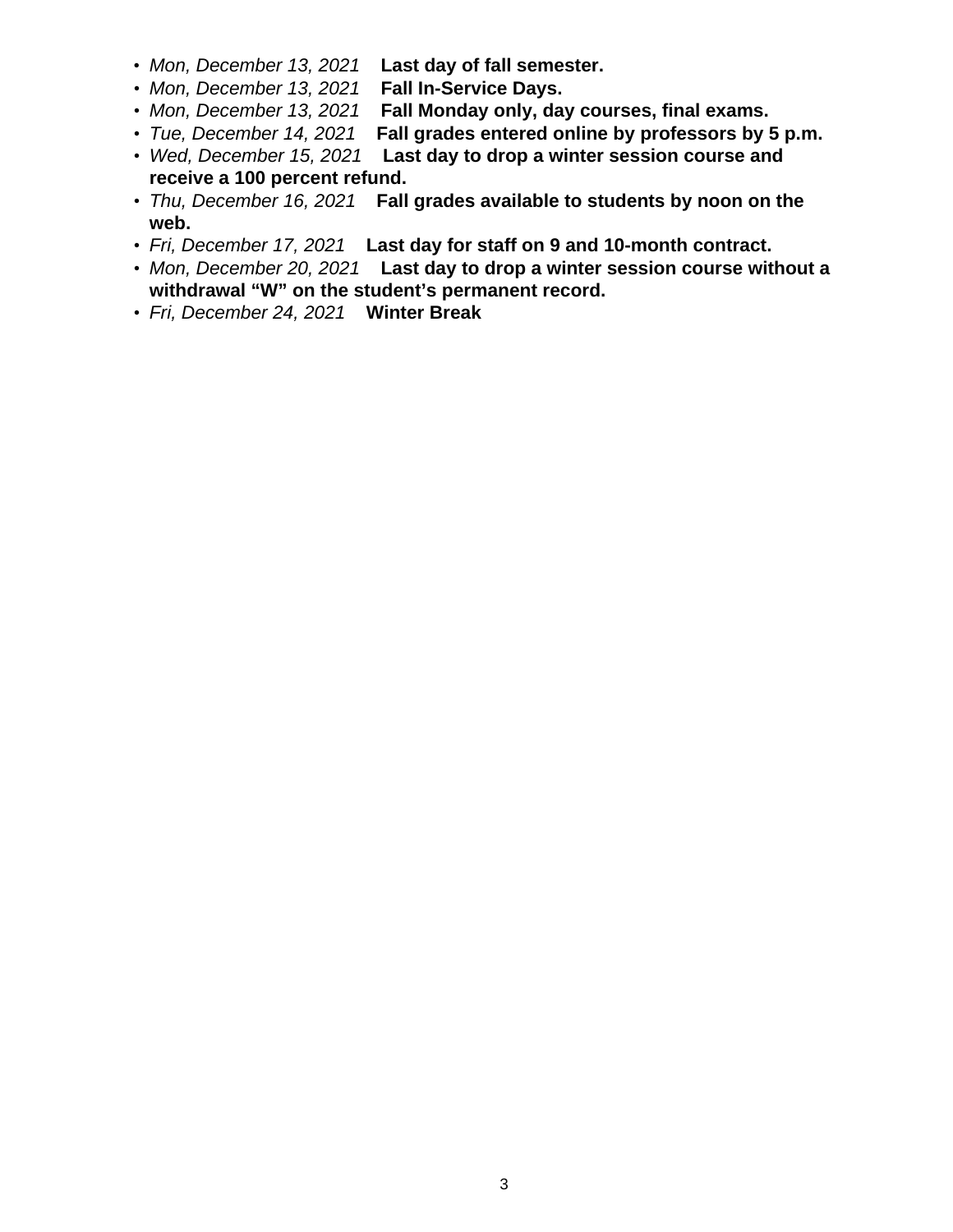- *Mon, December 13, 2021* **Last day of fall semester.**
- *Mon, December 13, 2021* **Fall In-Service Days.**
- *Mon, December 13, 2021* **Fall Monday only, day courses, final exams.**
- *Tue, December 14, 2021* **Fall grades entered online by professors by 5 p.m.**
- *Wed, December 15, 2021* **Last day to drop a winter session course and receive a 100 percent refund.**
- *Thu, December 16, 2021* **Fall grades available to students by noon on the web.**
- *Fri, December 17, 2021* **Last day for staff on 9 and 10-month contract.**
- *Mon, December 20, 2021* **Last day to drop a winter session course without a withdrawal "W" on the student's permanent record.**
- *Fri, December 24, 2021* **Winter Break**